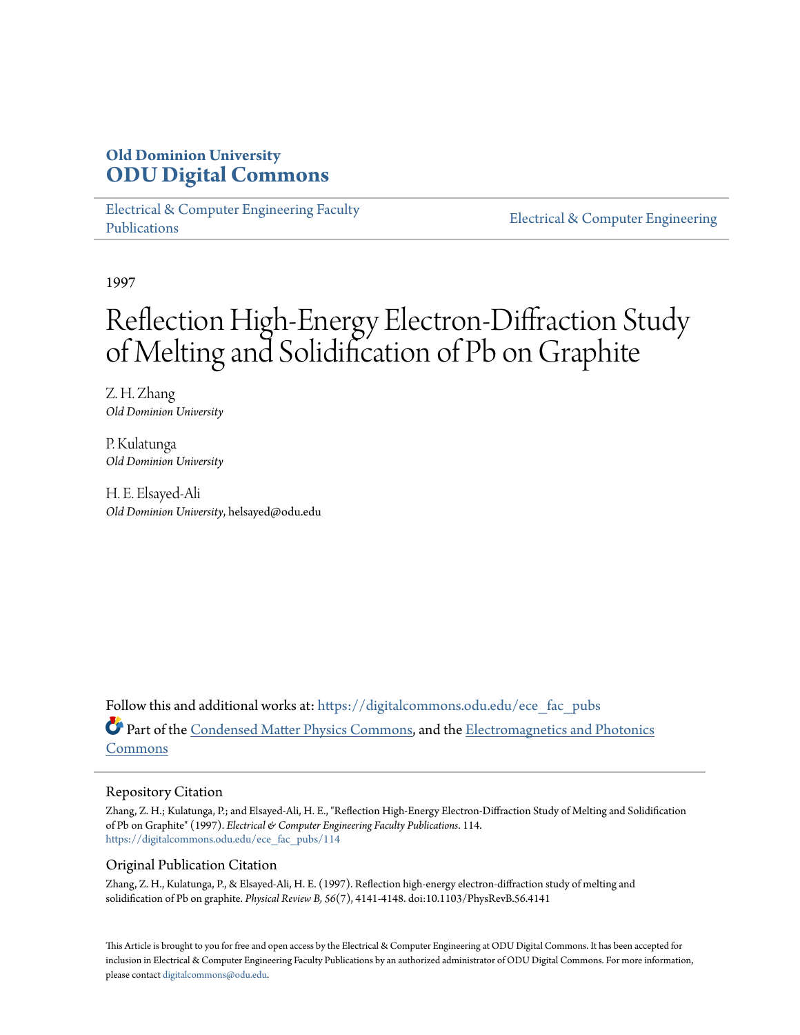Old Dominion University
**ODU Digital Commons**

Electrical & Computer Engineering Faculty Publications

Electrical & Computer Engineering

1997

# Reflection High-Energy Electron-Diffraction Study of Melting and Solidification of Pb on Graphite

Z. H. Zhang
*Old Dominion University*

P. Kulatunga
*Old Dominion University*

H. E. Elsayed-Ali
*Old Dominion University*, helsayed@odu.edu

Follow this and additional works at: https://digitalcommons.odu.edu/ece_fac_pubs

Part of the Condensed Matter Physics Commons, and the Electromagnetics and Photonics Commons

## Repository Citation

Zhang, Z. H.; Kulatunga, P.; and Elsayed-Ali, H. E., "Reflection High-Energy Electron-Diffraction Study of Melting and Solidification of Pb on Graphite" (1997). *Electrical & Computer Engineering Faculty Publications*. 114.
https://digitalcommons.odu.edu/ece_fac_pubs/114

## Original Publication Citation

Zhang, Z. H., Kulatunga, P., & Elsayed-Ali, H. E. (1997). Reflection high-energy electron-diffraction study of melting and solidification of Pb on graphite. *Physical Review B, 56*(7), 4141-4148. doi:10.1103/PhysRevB.56.4141

This Article is brought to you for free and open access by the Electrical & Computer Engineering at ODU Digital Commons. It has been accepted for inclusion in Electrical & Computer Engineering Faculty Publications by an authorized administrator of ODU Digital Commons. For more information, please contact digitalcommons@odu.edu.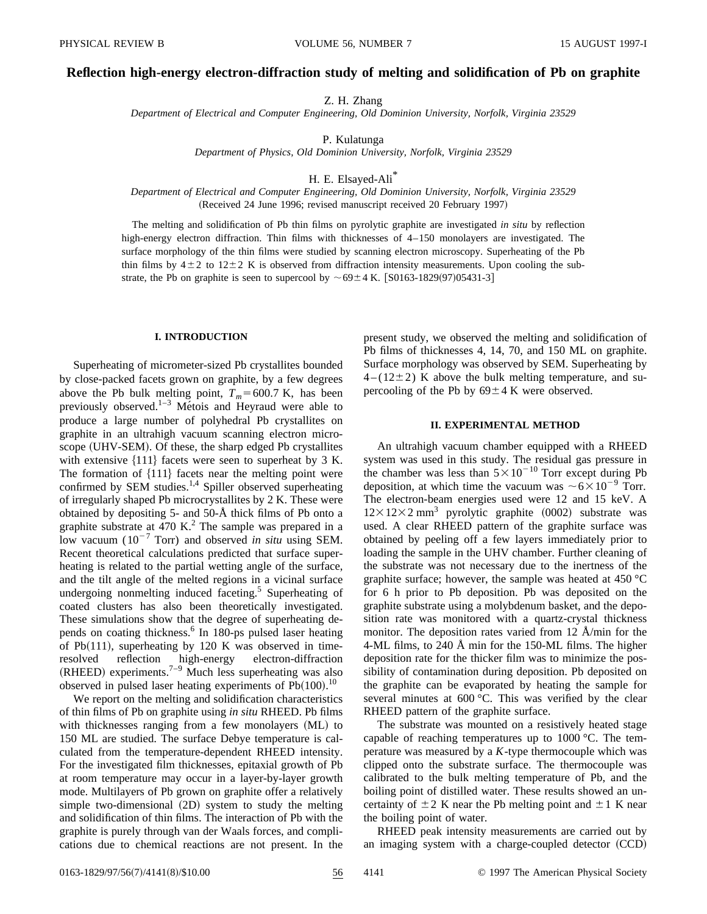# Reflection high-energy electron-diffraction study of melting and solidification of Pb on graphite

Z. H. Zhang

*Department of Electrical and Computer Engineering, Old Dominion University, Norfolk, Virginia 23529*

P. Kulatunga

*Department of Physics, Old Dominion University, Norfolk, Virginia 23529*

H. E. Elsayed-Ali*

*Department of Electrical and Computer Engineering, Old Dominion University, Norfolk, Virginia 23529*

(Received 24 June 1996; revised manuscript received 20 February 1997)

The melting and solidification of Pb thin films on pyrolytic graphite are investigated *in situ* by reflection high-energy electron diffraction. Thin films with thicknesses of 4–150 monolayers are investigated. The surface morphology of the thin films were studied by scanning electron microscopy. Superheating of the Pb thin films by $4\pm2$ to $12\pm2$ K is observed from diffraction intensity measurements. Upon cooling the substrate, the Pb on graphite is seen to supercool by $\sim69\pm4$ K. [S0163-1829(97)05431-3]

## I. INTRODUCTION

Superheating of micrometer-sized Pb crystallites bounded by close-packed facets grown on graphite, by a few degrees above the Pb bulk melting point, $T_m=600.7$ K, has been previously observed.[1–3] Métois and Heyraud were able to produce a large number of polyhedral Pb crystallites on graphite in an ultrahigh vacuum scanning electron microscope (UHV-SEM). Of these, the sharp edged Pb crystallites with extensive {111} facets were seen to superheat by 3 K. The formation of {111} facets near the melting point were confirmed by SEM studies.[1,4] Spiller observed superheating of irregularly shaped Pb microcrystallites by 2 K. These were obtained by depositing 5- and 50-Å thick films of Pb onto a graphite substrate at 470 K.[2] The sample was prepared in a low vacuum ($10^{-7}$ Torr) and observed *in situ* using SEM. Recent theoretical calculations predicted that surface superheating is related to the partial wetting angle of the surface, and the tilt angle of the melted regions in a vicinal surface undergoing nonmelting induced faceting.[5] Superheating of coated clusters has also been theoretically investigated. These simulations show that the degree of superheating depends on coating thickness.[6] In 180-ps pulsed laser heating of Pb(111), superheating by 120 K was observed in time-resolved reflection high-energy electron-diffraction (RHEED) experiments.[7–9] Much less superheating was also observed in pulsed laser heating experiments of Pb(100).[10]

We report on the melting and solidification characteristics of thin films of Pb on graphite using *in situ* RHEED. Pb films with thicknesses ranging from a few monolayers (ML) to 150 ML are studied. The surface Debye temperature is calculated from the temperature-dependent RHEED intensity. For the investigated film thicknesses, epitaxial growth of Pb at room temperature may occur in a layer-by-layer growth mode. Multilayers of Pb grown on graphite offer a relatively simple two-dimensional (2D) system to study the melting and solidification of thin films. The interaction of Pb with the graphite is purely through van der Waals forces, and complications due to chemical reactions are not present. In the present study, we observed the melting and solidification of Pb films of thicknesses 4, 14, 70, and 150 ML on graphite. Surface morphology was observed by SEM. Superheating by $4-(12\pm2)$ K above the bulk melting temperature, and supercooling of the Pb by $69\pm4$ K were observed.

## II. EXPERIMENTAL METHOD

An ultrahigh vacuum chamber equipped with a RHEED system was used in this study. The residual gas pressure in the chamber was less than $5\times10^{-10}$ Torr except during Pb deposition, at which time the vacuum was $\sim6\times10^{-9}$ Torr. The electron-beam energies used were 12 and 15 keV. A $12\times12\times2$ mm$^3$ pyrolytic graphite (0002) substrate was used. A clear RHEED pattern of the graphite surface was obtained by peeling off a few layers immediately prior to loading the sample in the UHV chamber. Further cleaning of the substrate was not necessary due to the inertness of the graphite surface; however, the sample was heated at 450 °C for 6 h prior to Pb deposition. Pb was deposited on the graphite substrate using a molybdenum basket, and the deposition rate was monitored with a quartz-crystal thickness monitor. The deposition rates varied from 12 Å/min for the 4-ML films, to 240 Å min for the 150-ML films. The higher deposition rate for the thicker film was to minimize the possibility of contamination during deposition. Pb deposited on the graphite can be evaporated by heating the sample for several minutes at 600 °C. This was verified by the clear RHEED pattern of the graphite surface.

The substrate was mounted on a resistively heated stage capable of reaching temperatures up to 1000 °C. The temperature was measured by a *K*-type thermocouple which was clipped onto the substrate surface. The thermocouple was calibrated to the bulk melting temperature of Pb, and the boiling point of distilled water. These results showed an uncertainty of $\pm2$ K near the Pb melting point and $\pm1$ K near the boiling point of water.

RHEED peak intensity measurements are carried out by an imaging system with a charge-coupled detector (CCD)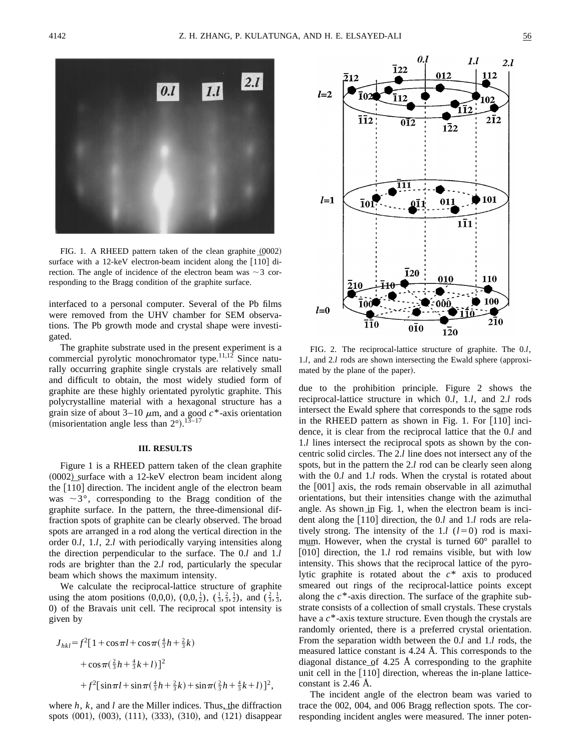FIG. 1. A RHEED pattern taken of the clean graphite (0002) surface with a 12-keV electron-beam incident along the [110] direction. The angle of incidence of the electron beam was ~3 corresponding to the Bragg condition of the graphite surface.

interfaced to a personal computer. Several of the Pb films were removed from the UHV chamber for SEM observations. The Pb growth mode and crystal shape were investigated.

The graphite substrate used in the present experiment is a commercial pyrolytic monochromator type.[11,12] Since naturally occurring graphite single crystals are relatively small and difficult to obtain, the most widely studied form of graphite are these highly orientated pyrolytic graphite. This polycrystalline material with a hexagonal structure has a grain size of about 3–10 $\mu$m, and a good $c^*$-axis orientation (misorientation angle less than 2°).[13–17]

### III. RESULTS

Figure 1 is a RHEED pattern taken of the clean graphite (0002) surface with a 12-keV electron beam incident along the [110] direction. The incident angle of the electron beam was ~3°, corresponding to the Bragg condition of the graphite surface. In the pattern, the three-dimensional diffraction spots of graphite can be clearly observed. The broad spots are arranged in a rod along the vertical direction in the order 0.*l*, 1.*l*, 2.*l* with periodically varying intensities along the direction perpendicular to the surface. The 0.*l* and 1.*l* rods are brighter than the 2.*l* rod, particularly the specular beam which shows the maximum intensity.

We calculate the reciprocal-lattice structure of graphite using the atom positions (0,0,0), $(0,0,\frac{1}{2})$, $(\frac{1}{3},\frac{2}{3},\frac{1}{2})$, and $(\frac{2}{3},\frac{1}{3},0)$ of the Bravais unit cell. The reciprocal spot intensity is given by

$$
\begin{aligned}
J_{hkl} = {} & f^2[1+\cos\pi l+\cos\pi(\tfrac{4}{3}h+\tfrac{2}{3}k) \\
& +\cos\pi(\tfrac{2}{3}h+\tfrac{4}{3}k+l)]^2 \\
& +f^2[\sin\pi l+\sin\pi(\tfrac{4}{3}h+\tfrac{2}{3}k)+\sin\pi(\tfrac{2}{3}h+\tfrac{4}{3}k+l)]^2,
\end{aligned}
$$

where $h$, $k$, and $l$ are the Miller indices. Thus, the diffraction spots (001), (003), (111), (333), (310), and (121) disappear due to the prohibition principle. Figure 2 shows the reciprocal-lattice structure in which 0.*l*, 1.*l*, and 2.*l* rods intersect the Ewald sphere that corresponds to the same rods in the RHEED pattern as shown in Fig. 1. For [110] incidence, it is clear from the reciprocal lattice that the 0.*l* and 1.*l* lines intersect the reciprocal spots as shown by the concentric solid circles. The 2.*l* line does not intersect any of the spots, but in the pattern the 2.*l* rod can be clearly seen along with the 0.*l* and 1.*l* rods. When the crystal is rotated about the [001] axis, the rods remain observable in all azimuthal orientations, but their intensities change with the azimuthal angle. As shown in Fig. 1, when the electron beam is incident along the [110] direction, the 0.*l* and 1.*l* rods are relatively strong. The intensity of the 1.*l* ($l=0$) rod is maximum. However, when the crystal is turned 60° parallel to [010] direction, the 1.*l* rod remains visible, but with low intensity. This shows that the reciprocal lattice of the pyrolytic graphite is rotated about the $c^*$ axis to produced smeared out rings of the reciprocal-lattice points except along the $c^*$-axis direction. The surface of the graphite substrate consists of a collection of small crystals. These crystals have a $c^*$-axis texture structure. Even though the crystals are randomly oriented, there is a preferred crystal orientation. From the separation width between the 0.*l* and 1.*l* rods, the measured lattice constant is 4.24 Å. This corresponds to the diagonal distance of 4.25 Å corresponding to the graphite unit cell in the [110] direction, whereas the in-plane lattice-constant is 2.46 Å.

The incident angle of the electron beam was varied to trace the 002, 004, and 006 Bragg reflection spots. The corresponding incident angles were measured. The inner poten-

FIG. 2. The reciprocal-lattice structure of graphite. The 0.*l*, 1.*l*, and 2.*l* rods are shown intersecting the Ewald sphere (approximated by the plane of the paper).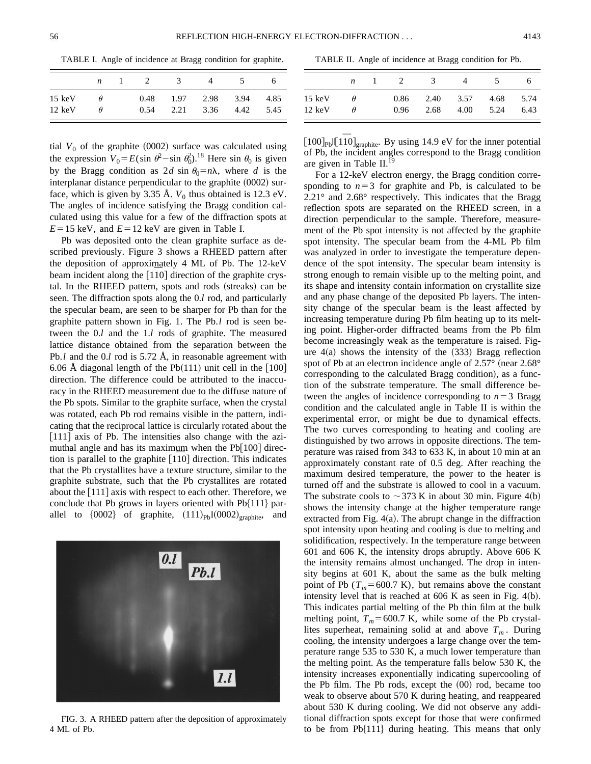TABLE I. Angle of incidence at Bragg condition for graphite.

| | $n$ | 1 | 2 | 3 | 4 | 5 | 6 |
|---|---|---|---|---|---|---|---|
| 15 keV | $\theta$ | | 0.48 | 1.97 | 2.98 | 3.94 | 4.85 |
| 12 keV | $\theta$ | | 0.54 | 2.21 | 3.36 | 4.42 | 5.45 |

TABLE II. Angle of incidence at Bragg condition for Pb.

| | $n$ | 1 | 2 | 3 | 4 | 5 | 6 |
|---|---|---|---|---|---|---|---|
| 15 keV | $\theta$ | | 0.86 | 2.40 | 3.57 | 4.68 | 5.74 |
| 12 keV | $\theta$ | | 0.96 | 2.68 | 4.00 | 5.24 | 6.43 |

tial $V_0$ of the graphite (0002) surface was calculated using the expression $V_0 = E(\sin\theta^2 - \sin\theta_0^2)$.[18] Here $\sin\theta_0$ is given by the Bragg condition as $2d\sin\theta_0 = n\lambda$, where $d$ is the interplanar distance perpendicular to the graphite (0002) surface, which is given by 3.35 Å. $V_0$ thus obtained is 12.3 eV. The angles of incidence satisfying the Bragg condition calculated using this value for a few of the diffraction spots at $E = 15$ keV, and $E = 12$ keV are given in Table I.

Pb was deposited onto the clean graphite surface as described previously. Figure 3 shows a RHEED pattern after the deposition of approximately 4 ML of Pb. The 12-keV beam incident along the [110] direction of the graphite crystal. In the RHEED pattern, spots and rods (streaks) can be seen. The diffraction spots along the 0.*l* rod, and particularly the specular beam, are seen to be sharper for Pb than for the graphite pattern shown in Fig. 1. The Pb.*l* rod is seen between the 0.*l* and the 1.*l* rods of graphite. The measured lattice distance obtained from the separation between the Pb.*l* and the 0.*l* rod is 5.72 Å, in reasonable agreement with 6.06 Å diagonal length of the Pb(111) unit cell in the [100] direction. The difference could be attributed to the inaccuracy in the RHEED measurement due to the diffuse nature of the Pb spots. Similar to the graphite surface, when the crystal was rotated, each Pb rod remains visible in the pattern, indicating that the reciprocal lattice is circularly rotated about the [111] axis of Pb. The intensities also change with the azimuthal angle and has its maximum when the Pb[100] direction is parallel to the graphite [110] direction. This indicates that the Pb crystallites have a texture structure, similar to the graphite substrate, such that the Pb crystallites are rotated about the [111] axis with respect to each other. Therefore, we conclude that Pb grows in layers oriented with Pb{111} parallel to {0002} of graphite, $(111)_{\mathrm{Pb}} \| (0002)_{\mathrm{graphite}}$, and $[100]_{\mathrm{Pb}} \| [1\bar{1}0]_{\mathrm{graphite}}$. By using 14.9 eV for the inner potential of Pb, the incident angles correspond to the Bragg condition are given in Table II.[19]

FIG. 3. A RHEED pattern after the deposition of approximately 4 ML of Pb.

For a 12-keV electron energy, the Bragg condition corresponding to $n = 3$ for graphite and Pb, is calculated to be 2.21° and 2.68° respectively. This indicates that the Bragg reflection spots are separated on the RHEED screen, in a direction perpendicular to the sample. Therefore, measurement of the Pb spot intensity is not affected by the graphite spot intensity. The specular beam from the 4-ML Pb film was analyzed in order to investigate the temperature dependence of the spot intensity. The specular beam intensity is strong enough to remain visible up to the melting point, and its shape and intensity contain information on crystallite size and any phase change of the deposited Pb layers. The intensity change of the specular beam is the least affected by increasing temperature during Pb film heating up to its melting point. Higher-order diffracted beams from the Pb film become increasingly weak as the temperature is raised. Figure 4(a) shows the intensity of the (333) Bragg reflection spot of Pb at an electron incidence angle of 2.57° (near 2.68° corresponding to the calculated Bragg condition), as a function of the substrate temperature. The small difference between the angles of incidence corresponding to $n = 3$ Bragg condition and the calculated angle in Table II is within the experimental error, or might be due to dynamical effects. The two curves corresponding to heating and cooling are distinguished by two arrows in opposite directions. The temperature was raised from 343 to 633 K, in about 10 min at an approximately constant rate of 0.5 deg. After reaching the maximum desired temperature, the power to the heater is turned off and the substrate is allowed to cool in a vacuum. The substrate cools to ~373 K in about 30 min. Figure 4(b) shows the intensity change at the higher temperature range extracted from Fig. 4(a). The abrupt change in the diffraction spot intensity upon heating and cooling is due to melting and solidification, respectively. In the temperature range between 601 and 606 K, the intensity drops abruptly. Above 606 K the intensity remains almost unchanged. The drop in intensity begins at 601 K, about the same as the bulk melting point of Pb ($T_m = 600.7$ K), but remains above the constant intensity level that is reached at 606 K as seen in Fig. 4(b). This indicates partial melting of the Pb thin film at the bulk melting point, $T_m = 600.7$ K, while some of the Pb crystallites superheat, remaining solid at and above $T_m$. During cooling, the intensity undergoes a large change over the temperature range 535 to 530 K, a much lower temperature than the melting point. As the temperature falls below 530 K, the intensity increases exponentially indicating supercooling of the Pb film. The Pb rods, except the (00) rod, became too weak to observe about 570 K during heating, and reappeared about 530 K during cooling. We did not observe any additional diffraction spots except for those that were confirmed to be from Pb{111} during heating. This means that only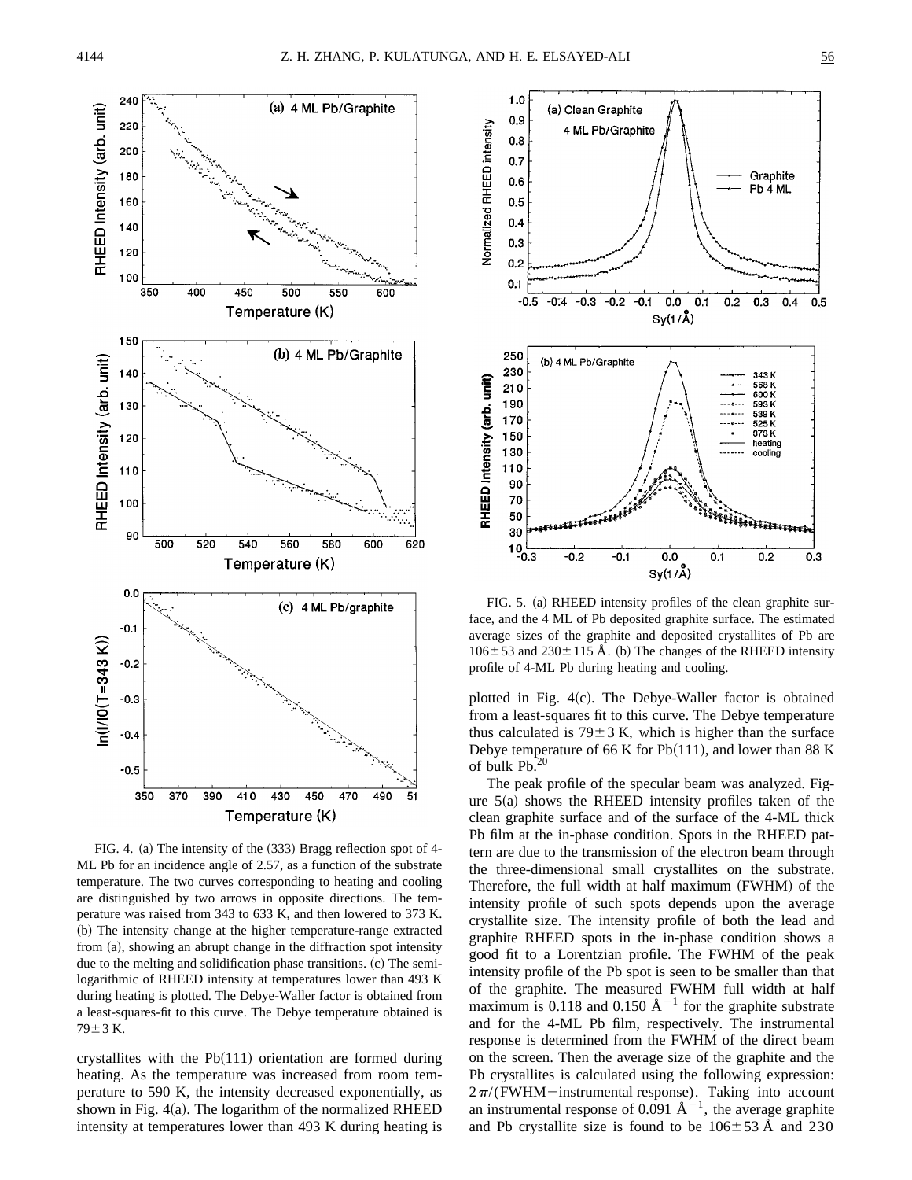FIG. 4. (a) The intensity of the (333) Bragg reflection spot of 4-ML Pb for an incidence angle of 2.57, as a function of the substrate temperature. The two curves corresponding to heating and cooling are distinguished by two arrows in opposite directions. The temperature was raised from 343 to 633 K, and then lowered to 373 K. (b) The intensity change at the higher temperature-range extracted from (a), showing an abrupt change in the diffraction spot intensity due to the melting and solidification phase transitions. (c) The semi-logarithmic of RHEED intensity at temperatures lower than 493 K during heating is plotted. The Debye-Waller factor is obtained from a least-squares-fit to this curve. The Debye temperature obtained is $79\pm3$ K.

crystallites with the Pb(111) orientation are formed during heating. As the temperature was increased from room temperature to 590 K, the intensity decreased exponentially, as shown in Fig. 4(a). The logarithm of the normalized RHEED intensity at temperatures lower than 493 K during heating is plotted in Fig. 4(c). The Debye-Waller factor is obtained from a least-squares fit to this curve. The Debye temperature thus calculated is $79\pm3$ K, which is higher than the surface Debye temperature of 66 K for Pb(111), and lower than 88 K of bulk Pb.[20]

FIG. 5. (a) RHEED intensity profiles of the clean graphite surface, and the 4 ML of Pb deposited graphite surface. The estimated average sizes of the graphite and deposited crystallites of Pb are $106\pm53$ and $230\pm115$ Å. (b) The changes of the RHEED intensity profile of 4-ML Pb during heating and cooling.

The peak profile of the specular beam was analyzed. Figure 5(a) shows the RHEED intensity profiles taken of the clean graphite surface and of the surface of the 4-ML thick Pb film at the in-phase condition. Spots in the RHEED pattern are due to the transmission of the electron beam through the three-dimensional small crystallites on the substrate. Therefore, the full width at half maximum (FWHM) of the intensity profile of such spots depends upon the average crystallite size. The intensity profile of both the lead and graphite RHEED spots in the in-phase condition shows a good fit to a Lorentzian profile. The FWHM of the peak intensity profile of the Pb spot is seen to be smaller than that of the graphite. The measured FWHM full width at half maximum is 0.118 and 0.150 $\text{Å}^{-1}$ for the graphite substrate and for the 4-ML Pb film, respectively. The instrumental response is determined from the FWHM of the direct beam on the screen. Then the average size of the graphite and the Pb crystallites is calculated using the following expression: $2\pi/(\text{FWHM}-\text{instrumental response})$. Taking into account an instrumental response of 0.091 $\text{Å}^{-1}$, the average graphite and Pb crystallite size is found to be $106\pm53$ Å and 230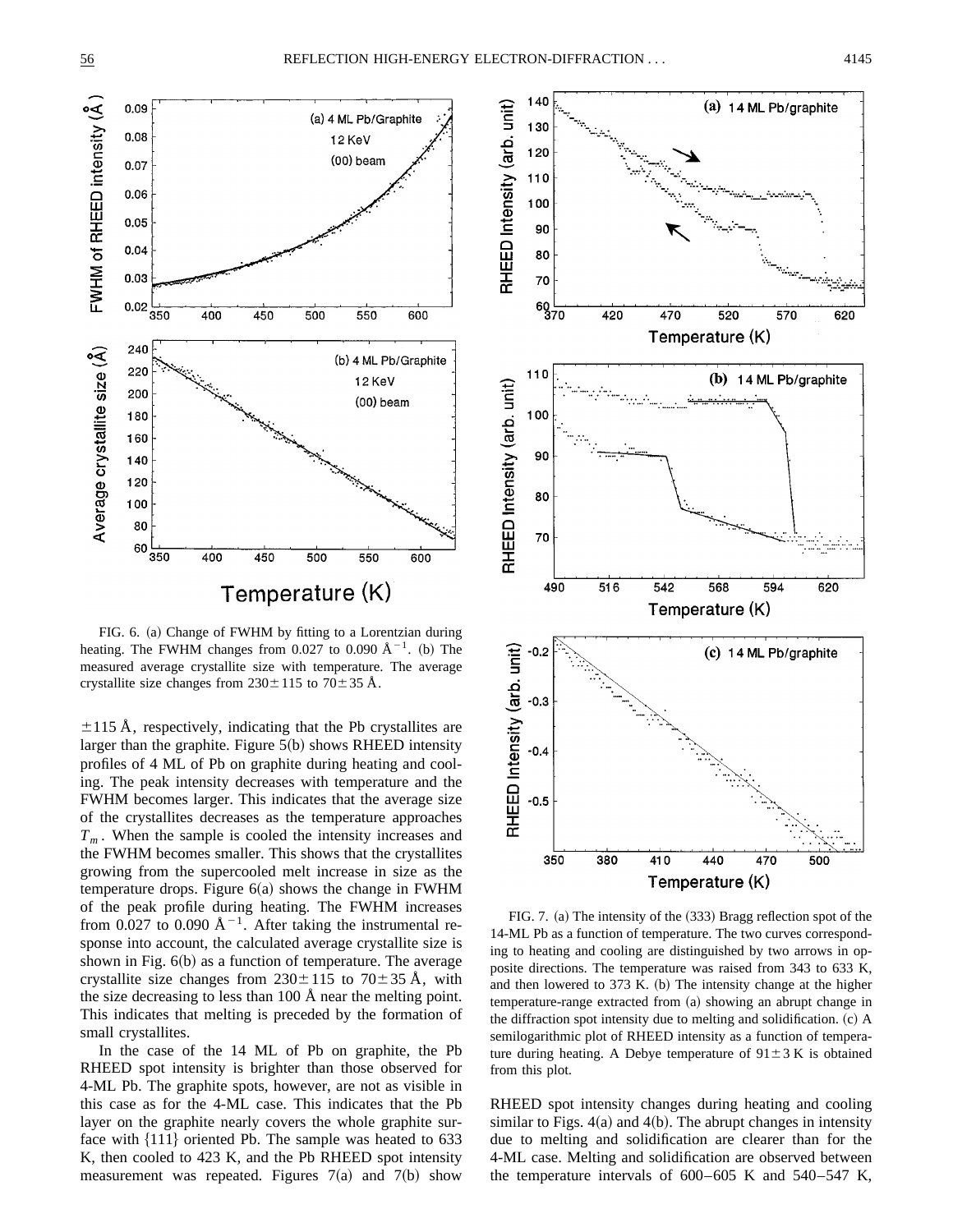FIG. 6. (a) Change of FWHM by fitting to a Lorentzian during heating. The FWHM changes from 0.027 to 0.090 Å$^{-1}$. (b) The measured average crystallite size with temperature. The average crystallite size changes from 230±115 to 70±35 Å.

FIG. 7. (a) The intensity of the (333) Bragg reflection spot of the 14-ML Pb as a function of temperature. The two curves corresponding to heating and cooling are distinguished by two arrows in opposite directions. The temperature was raised from 343 to 633 K, and then lowered to 373 K. (b) The intensity change at the higher temperature-range extracted from (a) showing an abrupt change in the diffraction spot intensity due to melting and solidification. (c) A semilogarithmic plot of RHEED intensity as a function of temperature during heating. A Debye temperature of 91±3 K is obtained from this plot.

±115 Å, respectively, indicating that the Pb crystallites are larger than the graphite. Figure 5(b) shows RHEED intensity profiles of 4 ML of Pb on graphite during heating and cooling. The peak intensity decreases with temperature and the FWHM becomes larger. This indicates that the average size of the crystallites decreases as the temperature approaches $T_m$. When the sample is cooled the intensity increases and the FWHM becomes smaller. This shows that the crystallites growing from the supercooled melt increase in size as the temperature drops. Figure 6(a) shows the change in FWHM of the peak profile during heating. The FWHM increases from 0.027 to 0.090 Å$^{-1}$. After taking the instrumental response into account, the calculated average crystallite size is shown in Fig. 6(b) as a function of temperature. The average crystallite size changes from 230±115 to 70±35 Å, with the size decreasing to less than 100 Å near the melting point. This indicates that melting is preceded by the formation of small crystallites.

In the case of the 14 ML of Pb on graphite, the Pb RHEED spot intensity is brighter than those observed for 4-ML Pb. The graphite spots, however, are not as visible in this case as for the 4-ML case. This indicates that the Pb layer on the graphite nearly covers the whole graphite surface with {111} oriented Pb. The sample was heated to 633 K, then cooled to 423 K, and the Pb RHEED spot intensity measurement was repeated. Figures 7(a) and 7(b) show RHEED spot intensity changes during heating and cooling similar to Figs. 4(a) and 4(b). The abrupt changes in intensity due to melting and solidification are clearer than for the 4-ML case. Melting and solidification are observed between the temperature intervals of 600–605 K and 540–547 K,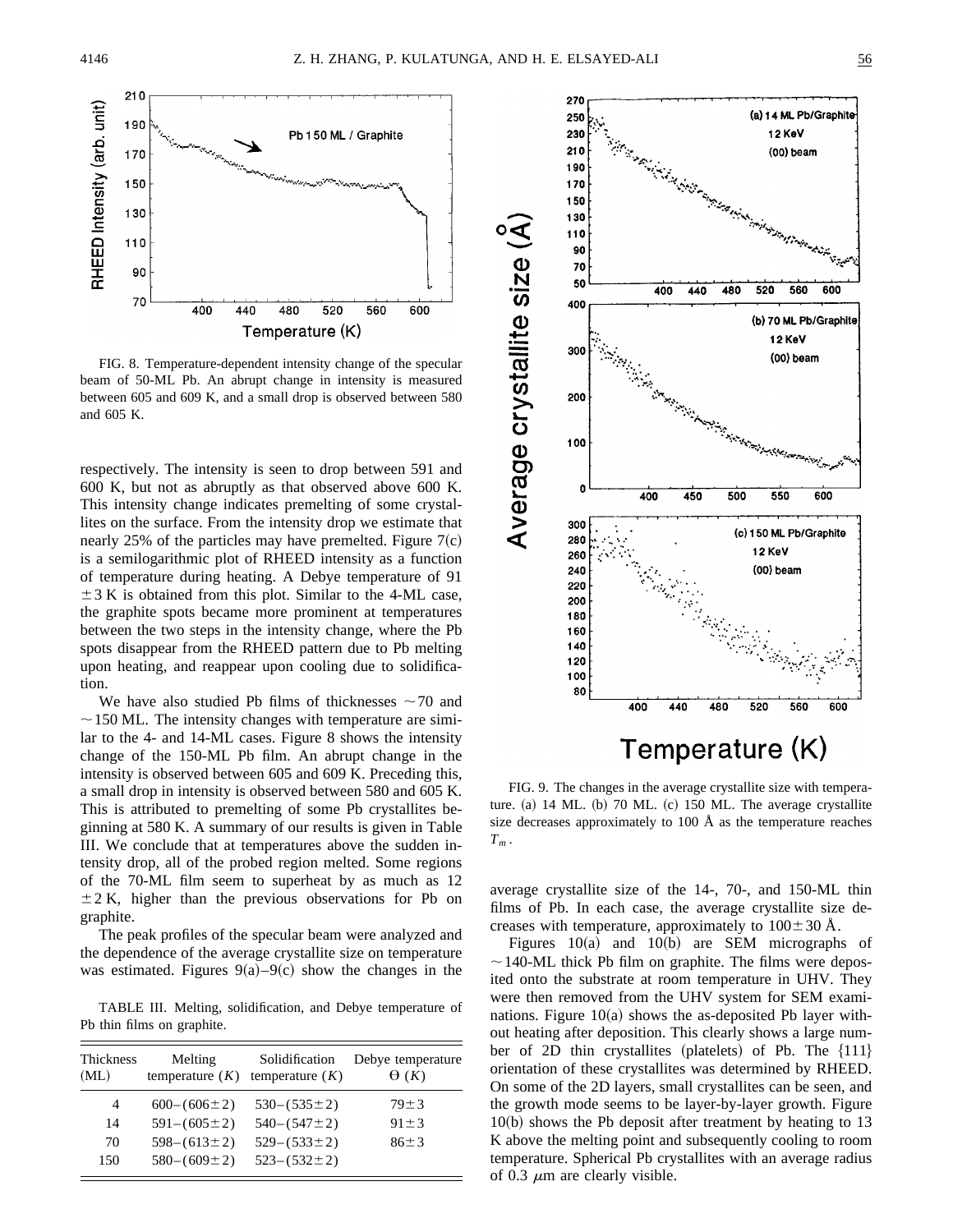FIG. 8. Temperature-dependent intensity change of the specular beam of 50-ML Pb. An abrupt change in intensity is measured between 605 and 609 K, and a small drop is observed between 580 and 605 K.

respectively. The intensity is seen to drop between 591 and 600 K, but not as abruptly as that observed above 600 K. This intensity change indicates premelting of some crystallites on the surface. From the intensity drop we estimate that nearly 25% of the particles may have premelted. Figure 7(c) is a semilogarithmic plot of RHEED intensity as a function of temperature during heating. A Debye temperature of 91 $\pm 3$ K is obtained from this plot. Similar to the 4-ML case, the graphite spots became more prominent at temperatures between the two steps in the intensity change, where the Pb spots disappear from the RHEED pattern due to Pb melting upon heating, and reappear upon cooling due to solidification.

We have also studied Pb films of thicknesses $\sim 70$ and $\sim 150$ ML. The intensity changes with temperature are similar to the 4- and 14-ML cases. Figure 8 shows the intensity change of the 150-ML Pb film. An abrupt change in the intensity is observed between 605 and 609 K. Preceding this, a small drop in intensity is observed between 580 and 605 K. This is attributed to premelting of some Pb crystallites beginning at 580 K. A summary of our results is given in Table III. We conclude that at temperatures above the sudden intensity drop, all of the probed region melted. Some regions of the 70-ML film seem to superheat by as much as 12 $\pm 2$ K, higher than the previous observations for Pb on graphite.

The peak profiles of the specular beam were analyzed and the dependence of the average crystallite size on temperature was estimated. Figures 9(a)–9(c) show the changes in the average crystallite size of the 14-, 70-, and 150-ML thin films of Pb. In each case, the average crystallite size decreases with temperature, approximately to $100 \pm 30$ Å.

TABLE III. Melting, solidification, and Debye temperature of Pb thin films on graphite.

| Thickness (ML) | Melting temperature ($K$) | Solidification temperature ($K$) | Debye temperature $\Theta$ ($K$) |
|---|---|---|---|
| 4 | 600–(606±2) | 530–(535±2) | 79±3 |
| 14 | 591–(605±2) | 540–(547±2) | 91±3 |
| 70 | 598–(613±2) | 529–(533±2) | 86±3 |
| 150 | 580–(609±2) | 523–(532±2) | |

FIG. 9. The changes in the average crystallite size with temperature. (a) 14 ML. (b) 70 ML. (c) 150 ML. The average crystallite size decreases approximately to 100 Å as the temperature reaches $T_m$.

Figures 10(a) and 10(b) are SEM micrographs of $\sim 140$-ML thick Pb film on graphite. The films were deposited onto the substrate at room temperature in UHV. They were then removed from the UHV system for SEM examinations. Figure 10(a) shows the as-deposited Pb layer without heating after deposition. This clearly shows a large number of 2D thin crystallites (platelets) of Pb. The {111} orientation of these crystallites was determined by RHEED. On some of the 2D layers, small crystallites can be seen, and the growth mode seems to be layer-by-layer growth. Figure 10(b) shows the Pb deposit after treatment by heating to 13 K above the melting point and subsequently cooling to room temperature. Spherical Pb crystallites with an average radius of 0.3 $\mu$m are clearly visible.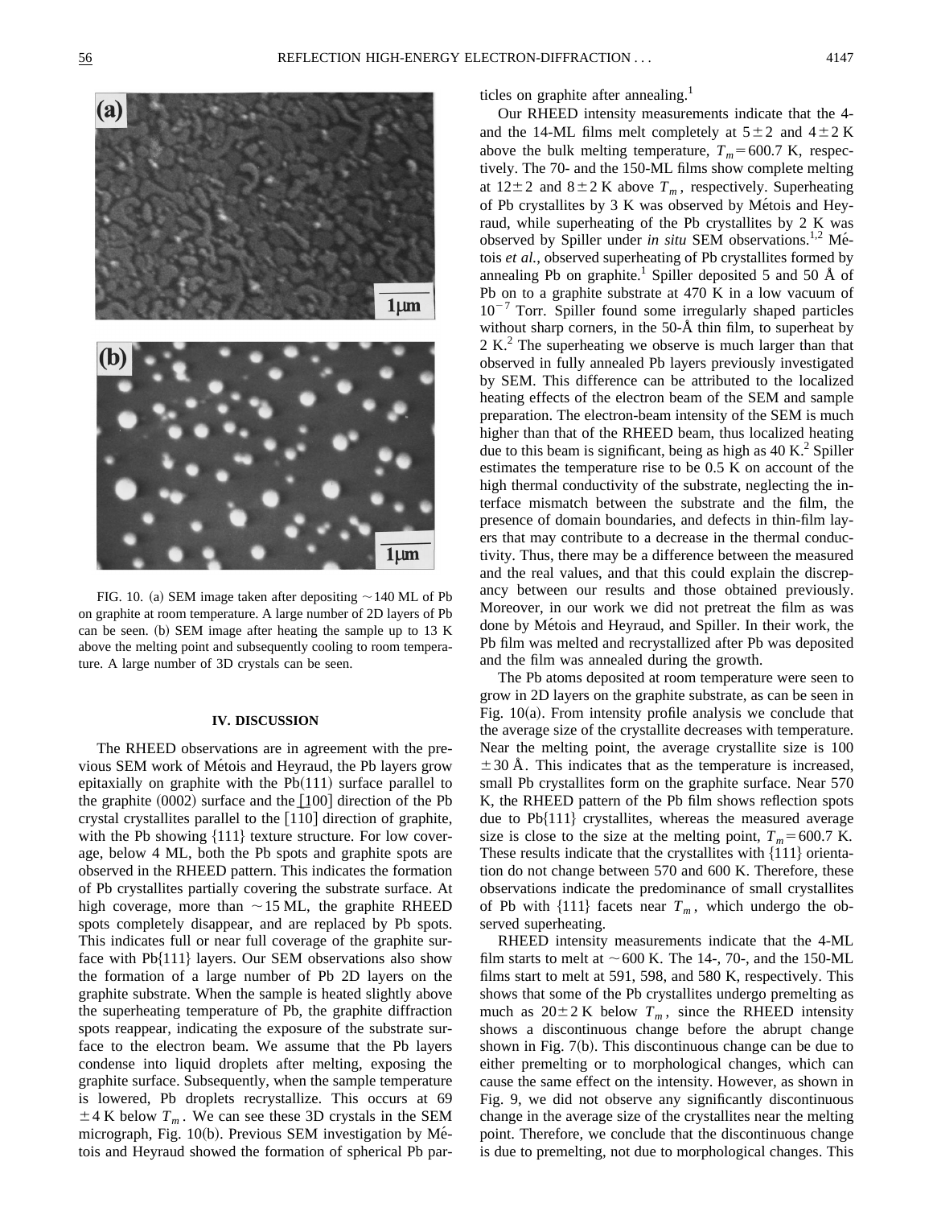FIG. 10. (a) SEM image taken after depositing ~140 ML of Pb on graphite at room temperature. A large number of 2D layers of Pb can be seen. (b) SEM image after heating the sample up to 13 K above the melting point and subsequently cooling to room temperature. A large number of 3D crystals can be seen.

## IV. DISCUSSION

The RHEED observations are in agreement with the previous SEM work of Métois and Heyraud, the Pb layers grow epitaxially on graphite with the Pb(111) surface parallel to the graphite (0002) surface and the [$\bar{1}$00] direction of the Pb crystal crystallites parallel to the [110] direction of graphite, with the Pb showing {111} texture structure. For low coverage, below 4 ML, both the Pb spots and graphite spots are observed in the RHEED pattern. This indicates the formation of Pb crystallites partially covering the substrate surface. At high coverage, more than ~15 ML, the graphite RHEED spots completely disappear, and are replaced by Pb spots. This indicates full or near full coverage of the graphite surface with Pb{111} layers. Our SEM observations also show the formation of a large number of Pb 2D layers on the graphite substrate. When the sample is heated slightly above the superheating temperature of Pb, the graphite diffraction spots reappear, indicating the exposure of the substrate surface to the electron beam. We assume that the Pb layers condense into liquid droplets after melting, exposing the graphite surface. Subsequently, when the sample temperature is lowered, Pb droplets recrystallize. This occurs at 69 ± 4 K below $T_m$. We can see these 3D crystals in the SEM micrograph, Fig. 10(b). Previous SEM investigation by Métois and Heyraud showed the formation of spherical Pb particles on graphite after annealing.[1]

Our RHEED intensity measurements indicate that the 4- and the 14-ML films melt completely at 5 ± 2 and 4 ± 2 K above the bulk melting temperature, $T_m$ = 600.7 K, respectively. The 70- and the 150-ML films show complete melting at 12 ± 2 and 8 ± 2 K above $T_m$, respectively. Superheating of Pb crystallites by 3 K was observed by Métois and Heyraud, while superheating of the Pb crystallites by 2 K was observed by Spiller under *in situ* SEM observations.[1,2] Métois *et al.*, observed superheating of Pb crystallites formed by annealing Pb on graphite.[1] Spiller deposited 5 and 50 Å of Pb on to a graphite substrate at 470 K in a low vacuum of $10^{-7}$ Torr. Spiller found some irregularly shaped particles without sharp corners, in the 50-Å thin film, to superheat by 2 K.[2] The superheating we observe is much larger than that observed in fully annealed Pb layers previously investigated by SEM. This difference can be attributed to the localized heating effects of the electron beam of the SEM and sample preparation. The electron-beam intensity of the SEM is much higher than that of the RHEED beam, thus localized heating due to this beam is significant, being as high as 40 K.[2] Spiller estimates the temperature rise to be 0.5 K on account of the high thermal conductivity of the substrate, neglecting the interface mismatch between the substrate and the film, the presence of domain boundaries, and defects in thin-film layers that may contribute to a decrease in the thermal conductivity. Thus, there may be a difference between the measured and the real values, and that this could explain the discrepancy between our results and those obtained previously. Moreover, in our work we did not pretreat the film as was done by Métois and Heyraud, and Spiller. In their work, the Pb film was melted and recrystallized after Pb was deposited and the film was annealed during the growth.

The Pb atoms deposited at room temperature were seen to grow in 2D layers on the graphite substrate, as can be seen in Fig. 10(a). From intensity profile analysis we conclude that the average size of the crystallite decreases with temperature. Near the melting point, the average crystallite size is 100 ± 30 Å. This indicates that as the temperature is increased, small Pb crystallites form on the graphite surface. Near 570 K, the RHEED pattern of the Pb film shows reflection spots due to Pb{111} crystallites, whereas the measured average size is close to the size at the melting point, $T_m$ = 600.7 K. These results indicate that the crystallites with {111} orientation do not change between 570 and 600 K. Therefore, these observations indicate the predominance of small crystallites of Pb with {111} facets near $T_m$, which undergo the observed superheating.

RHEED intensity measurements indicate that the 4-ML film starts to melt at ~600 K. The 14-, 70-, and the 150-ML films start to melt at 591, 598, and 580 K, respectively. This shows that some of the Pb crystallites undergo premelting as much as 20 ± 2 K below $T_m$, since the RHEED intensity shows a discontinuous change before the abrupt change shown in Fig. 7(b). This discontinuous change can be due to either premelting or to morphological changes, which can cause the same effect on the intensity. However, as shown in Fig. 9, we did not observe any significantly discontinuous change in the average size of the crystallites near the melting point. Therefore, we conclude that the discontinuous change is due to premelting, not due to morphological changes. This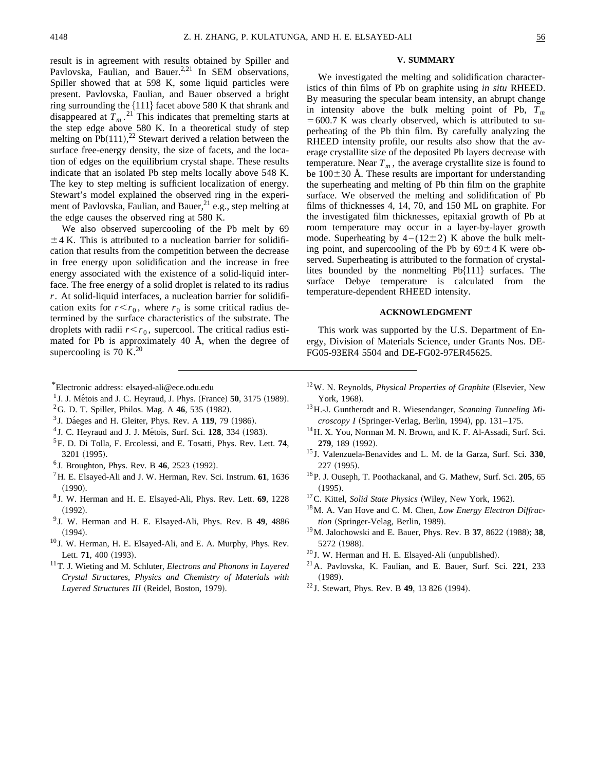result is in agreement with results obtained by Spiller and Pavlovska, Faulian, and Bauer.[2,21] In SEM observations, Spiller showed that at 598 K, some liquid particles were present. Pavlovska, Faulian, and Bauer observed a bright ring surrounding the {111} facet above 580 K that shrank and disappeared at $T_m$.[21] This indicates that premelting starts at the step edge above 580 K. In a theoretical study of step melting on Pb(111),[22] Stewart derived a relation between the surface free-energy density, the size of facets, and the location of edges on the equilibrium crystal shape. These results indicate that an isolated Pb step melts locally above 548 K. The key to step melting is sufficient localization of energy. Stewart's model explained the observed ring in the experiment of Pavlovska, Faulian, and Bauer,[21] e.g., step melting at the edge causes the observed ring at 580 K.

We also observed supercooling of the Pb melt by 69 $\pm 4$ K. This is attributed to a nucleation barrier for solidification that results from the competition between the decrease in free energy upon solidification and the increase in free energy associated with the existence of a solid-liquid interface. The free energy of a solid droplet is related to its radius $r$. At solid-liquid interfaces, a nucleation barrier for solidification exits for $r<r_0$, where $r_0$ is some critical radius determined by the surface characteristics of the substrate. The droplets with radii $r<r_0$, supercool. The critical radius estimated for Pb is approximately 40 Å, when the degree of supercooling is 70 K.[20]

## V. SUMMARY

We investigated the melting and solidification characteristics of thin films of Pb on graphite using *in situ* RHEED. By measuring the specular beam intensity, an abrupt change in intensity above the bulk melting point of Pb, $T_m = 600.7$ K was clearly observed, which is attributed to superheating of the Pb thin film. By carefully analyzing the RHEED intensity profile, our results also show that the average crystallite size of the deposited Pb layers decrease with temperature. Near $T_m$, the average crystallite size is found to be $100 \pm 30$ Å. These results are important for understanding the superheating and melting of Pb thin film on the graphite surface. We observed the melting and solidification of Pb films of thicknesses 4, 14, 70, and 150 ML on graphite. For the investigated film thicknesses, epitaxial growth of Pb at room temperature may occur in a layer-by-layer growth mode. Superheating by $4-(12\pm 2)$ K above the bulk melting point, and supercooling of the Pb by $69 \pm 4$ K were observed. Superheating is attributed to the formation of crystallites bounded by the nonmelting Pb{111} surfaces. The surface Debye temperature is calculated from the temperature-dependent RHEED intensity.

## ACKNOWLEDGMENT

This work was supported by the U.S. Department of Energy, Division of Materials Science, under Grants Nos. DE-FG05-93ER4 5504 and DE-FG02-97ER45625.

---

*Electronic address: elsayed-ali@ece.odu.edu

[1] J. J. Métois and J. C. Heyraud, J. Phys. (France) **50**, 3175 (1989).

[2] G. D. T. Spiller, Philos. Mag. A **46**, 535 (1982).

[3] J. Dáeges and H. Gleiter, Phys. Rev. A **119**, 79 (1986).

[4] J. C. Heyraud and J. J. Métois, Surf. Sci. **128**, 334 (1983).

[5] F. D. Di Tolla, F. Ercolessi, and E. Tosatti, Phys. Rev. Lett. **74**, 3201 (1995).

[6] J. Broughton, Phys. Rev. B **46**, 2523 (1992).

[7] H. E. Elsayed-Ali and J. W. Herman, Rev. Sci. Instrum. **61**, 1636 (1990).

[8] J. W. Herman and H. E. Elsayed-Ali, Phys. Rev. Lett. **69**, 1228 (1992).

[9] J. W. Herman and H. E. Elsayed-Ali, Phys. Rev. B **49**, 4886 (1994).

[10] J. W. Herman, H. E. Elsayed-Ali, and E. A. Murphy, Phys. Rev. Lett. **71**, 400 (1993).

[11] T. J. Wieting and M. Schluter, *Electrons and Phonons in Layered Crystal Structures, Physics and Chemistry of Materials with Layered Structures III* (Reidel, Boston, 1979).

[12] W. N. Reynolds, *Physical Properties of Graphite* (Elsevier, New York, 1968).

[13] H.-J. Guntherodt and R. Wiesendanger, *Scanning Tunneling Microscopy I* (Springer-Verlag, Berlin, 1994), pp. 131–175.

[14] H. X. You, Norman M. N. Brown, and K. F. Al-Assadi, Surf. Sci. **279**, 189 (1992).

[15] J. Valenzuela-Benavides and L. M. de la Garza, Surf. Sci. **330**, 227 (1995).

[16] P. J. Ouseph, T. Poothackanal, and G. Mathew, Surf. Sci. **205**, 65 (1995).

[17] C. Kittel, *Solid State Physics* (Wiley, New York, 1962).

[18] M. A. Van Hove and C. M. Chen, *Low Energy Electron Diffraction* (Springer-Velag, Berlin, 1989).

[19] M. Jalochowski and E. Bauer, Phys. Rev. B **37**, 8622 (1988); **38**, 5272 (1988).

[20] J. W. Herman and H. E. Elsayed-Ali (unpublished).

[21] A. Pavlovska, K. Faulian, and E. Bauer, Surf. Sci. **221**, 233 (1989).

[22] J. Stewart, Phys. Rev. B **49**, 13 826 (1994).